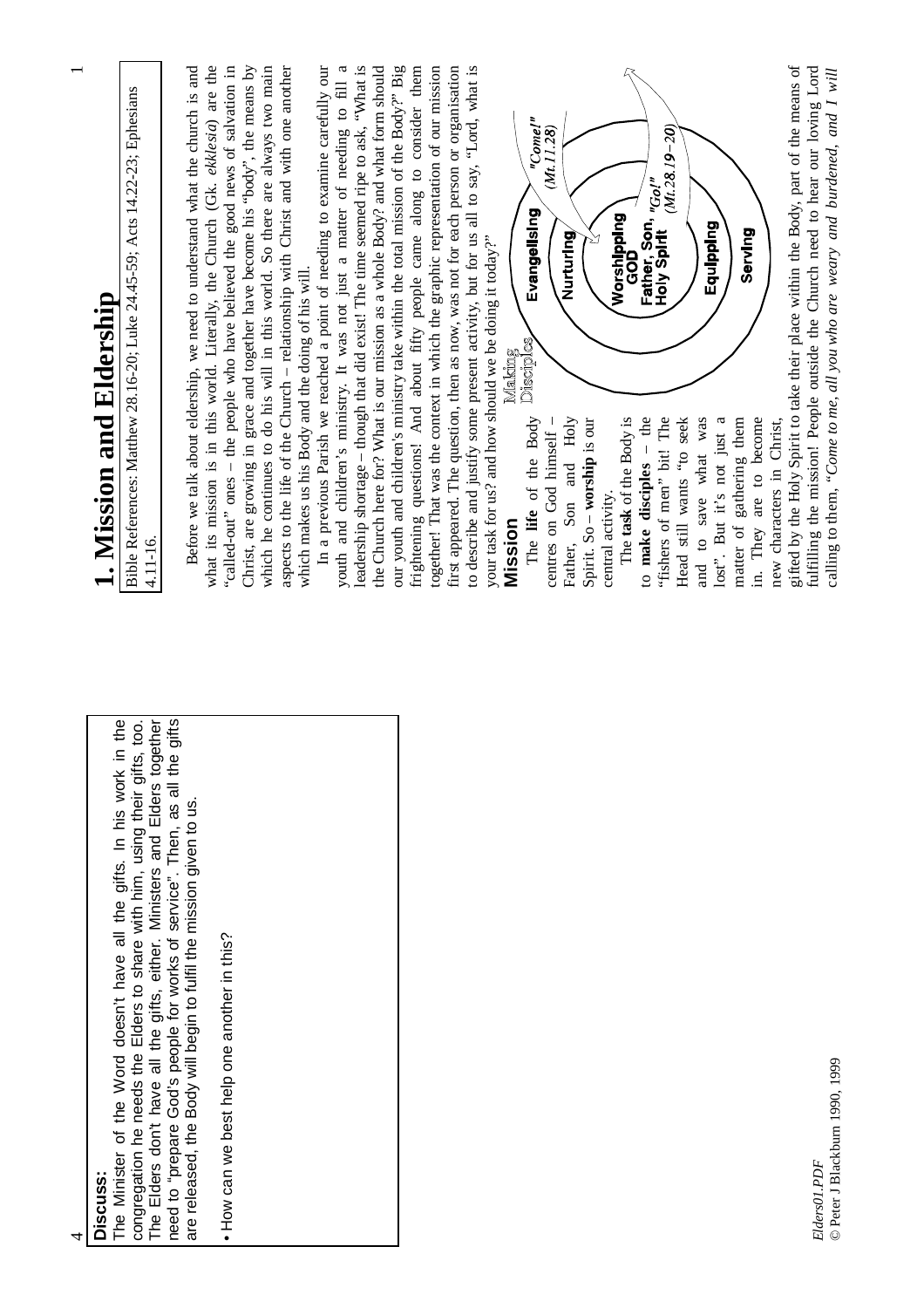**Discuss:**

The Minister of the Word doesn't have all the gifts. In his work in the congregation he needs the Elders to share with him, using their gifts, too. The Elders don't have all the gifts, either. Ministers and Elders together need to "prepare God's people for works of service". Then, as all the gifts are released, the Body will begin to fulfil the mission given to us.

- How can we best help one another in this?

*Elders01.PDF*
© Peter J Blackburn 1990, 1999

# 1. Mission and Eldership

Bible References: Matthew 28.16-20; Luke 24.45-59; Acts 14.22-23; Ephesians 4.11-16.

Before we talk about eldership, we need to understand what the church is and what its mission is in this world. Literally, the Church (Gk. *ekklesia*) are the "called-out" ones – the people who have believed the good news of salvation in Christ, are growing in grace and together have become his "body", the means by which he continues to do his will in this world. So there are always two main aspects to the life of the Church – relationship with Christ and with one another which makes us his Body and the doing of his will.

In a previous Parish we reached a point of needing to examine carefully our youth and children's ministry. It was not just a matter of needing to fill a leadership shortage – though that did exist! The time seemed ripe to ask, "What is the Church here for? What is our mission as a whole Body? and what form should our youth and children's ministry take within the total mission of the Body?" Big frightening questions! And about fifty people came along to consider them together! That was the context in which the graphic representation of our mission first appeared. The question, then as now, was not for each person or organisation to describe and justify some present activity, but for us all to say, "Lord, what is your task for us? and how should we be doing it today?"

## Mission

The **life** of the Body centres on God himself – Father, Son and Holy Spirit. So – **worship** is our central activity.

The **task** of the Body is to **make disciples** – the "fishers of men" bit! The Head still wants "to seek and to save what was lost". But it's not just a matter of gathering them in. They are to become new characters in Christ, gifted by the Holy Spirit to take their place within the Body, part of the means of fulfilling the mission! People outside the Church need to hear our loving Lord calling to them, "*Come to me, all you who are weary and burdened, and I will*

Making Disciples: Evangelising – Nurturing – Worshipping GOD Father, Son, Holy Spirit – Equipping – Serving. "Come!" (Mt.11.28) "Go!" (Mt.28.19–20)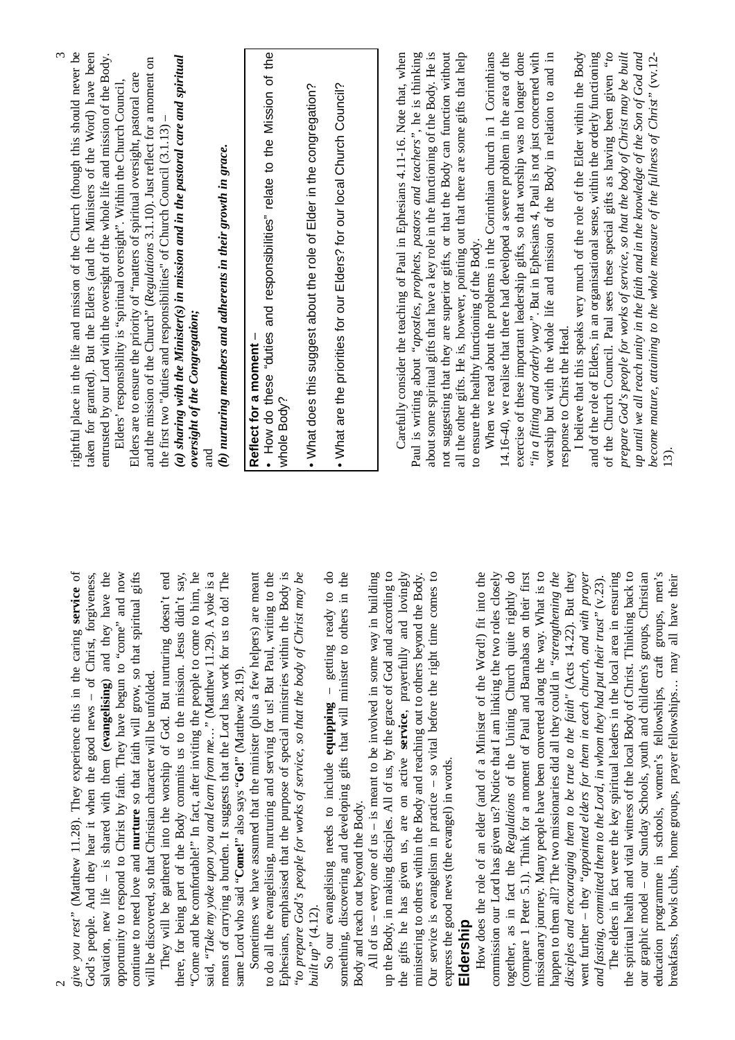*give you rest*" (Matthew 11.28). They experience this in the caring **service** of God's people. And they hear it when the good news – of Christ, forgiveness, salvation, new life – is shared with them (**evangelising**) and they have the opportunity to respond to Christ by faith. They have begun to "come" and now continue to need love and **nurture** so that faith will grow, so that spiritual gifts will be discovered, so that Christian character will be unfolded.

They will be gathered into the worship of God. But nurturing doesn't end there, for being part of the Body commits us to the mission. Jesus didn't say, "Come and be comfortable!" In fact, after inviting the people to come to him, he said, "*Take my yoke upon you and learn from me…*" (Matthew 11.29). A yoke is a means of carrying a burden. It suggests that the Lord has work for us to do! The same Lord who said "**Come!**" also says "**Go!**" (Matthew 28.19).

Sometimes we have assumed that the minister (plus a few helpers) are meant to do all the evangelising, nurturing and serving for us! But Paul, writing to the Ephesians, emphasised that the purpose of special ministries within the Body is "*to prepare God's people for works of service, so that the body of Christ may be built up*" (4.12).

So our evangelising needs to include **equipping** – getting ready to do something, discovering and developing gifts that will minister to others in the Body and reach out beyond the Body.

All of us – every one of us – is meant to be involved in some way in building up the Body, in making disciples. All of us, by the grace of God and according to the gifts he has given us, are on active **service**, prayerfully and lovingly ministering to others within the Body and reaching out to others beyond the Body. Our service is evangelism in practice – so vital before the right time comes to express the good news (the evangel) in words.

## Eldership

How does the role of an elder (and of a Minister of the Word!) fit into the commission our Lord has given us? Notice that I am linking the two roles closely together, as in fact the *Regulations* of the Uniting Church quite rightly do (compare 1 Peter 5.1). Think for a moment of Paul and Barnabas on their first missionary journey. Many people have been converted along the way. What is to happen to them all? The two missionaries did all they could in "*strengthening the disciples and encouraging them to be true to the faith*" (Acts 14.22). But they went further – they "*appointed elders for them in each church, and with prayer and fasting, committed them to the Lord, in whom they had put their trust*" (v.23).

The elders in fact were the key spiritual leaders in the local area in ensuring the spiritual health and vital witness of the local Body of Christ. Thinking back to our graphic model – our Sunday Schools, youth and children's groups, Christian education programme in schools, women's fellowships, craft groups, men's breakfasts, bowls clubs, home groups, prayer fellowships… may all have their rightful place in the life and mission of the Church (though this should never be taken for granted). But the Elders (and the Ministers of the Word) have been entrusted by our Lord with the oversight of the whole life and mission of the Body.

Elders' responsibility is "spiritual oversight". Within the Church Council, Elders are to ensure the priority of "matters of spiritual oversight, pastoral care and the mission of the Church" (*Regulations* 3.1.10). Just reflect for a moment on the first two "duties and responsibilities" of Church Council (3.1.13) –

***(a) sharing with the Minister(s) in mission and in the pastoral care and spiritual oversight of the Congregation;***

and

***(b) nurturing members and adherents in their growth in grace.***

> **Reflect for a moment –**
>
> - How do these "duties and responsibilities" relate to the Mission of the whole Body?
> - What does this suggest about the role of Elder in the congregation?
> - What are the priorities for our Elders? for our local Church Council?

Carefully consider the teaching of Paul in Ephesians 4.11-16. Note that, when Paul is writing about "*apostles, prophets, pastors and teachers*", he is thinking about some spiritual gifts that have a key role in the functioning of the Body. He is not suggesting that they are superior gifts, or that the Body can function without all the other gifts. He is, however, pointing out that there are some gifts that help to ensure the healthy functioning of the Body.

When we read about the problems in the Corinthian church in 1 Corinthians 14.16-40, we realise that there had developed a severe problem in the area of the exercise of these important leadership gifts, so that worship was no longer done "*in a fitting and orderly way*". But in Ephesians 4, Paul is not just concerned with worship but with the whole life and mission of the Body in relation to and in response to Christ the Head.

I believe that this speaks very much of the role of the Elder within the Body and of the role of Elders, in an organisational sense, within the orderly functioning of the Church Council. Paul sees these special gifts as having been given "*to prepare God's people for works of service, so that the body of Christ may be built up until we all reach unity in the faith and in the knowledge of the Son of God and become mature, attaining to the whole measure of the fullness of Christ*" (vv.12-13).